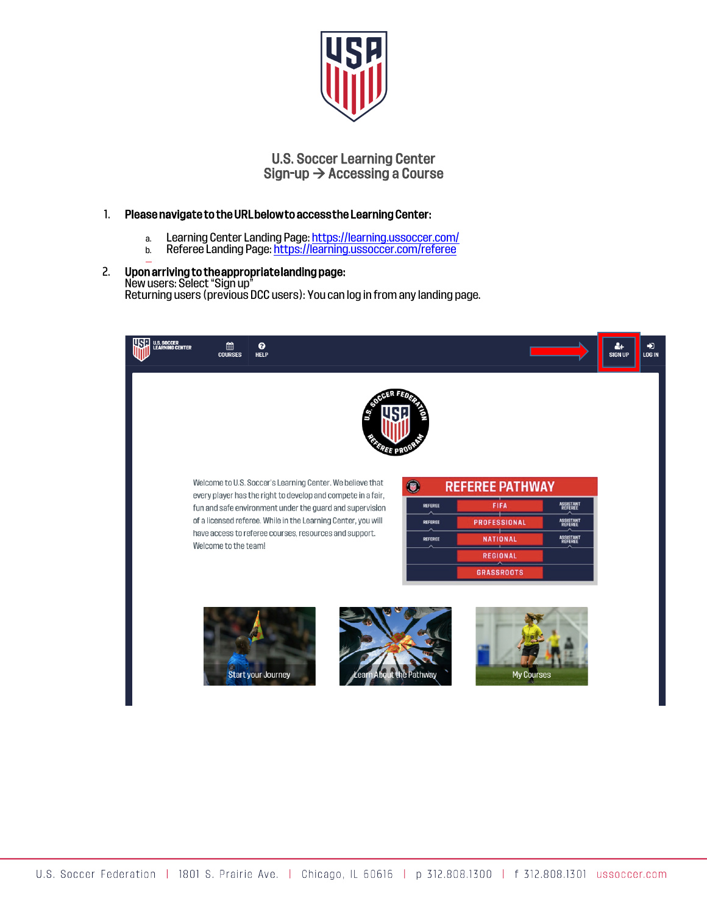# U.S. Soccer Learning Center
## Sign-up → Accessing a Course

1. **Please navigate to the URL below to access the Learning Center:**

   a. Learning Center Landing Page: https://learning.ussoccer.com/
   b. Referee Landing Page: https://learning.ussoccer.com/referee

2. **Upon arriving to the appropriate landing page:**
   New users: Select "Sign up"
   Returning users (previous DCC users): You can log in from any landing page.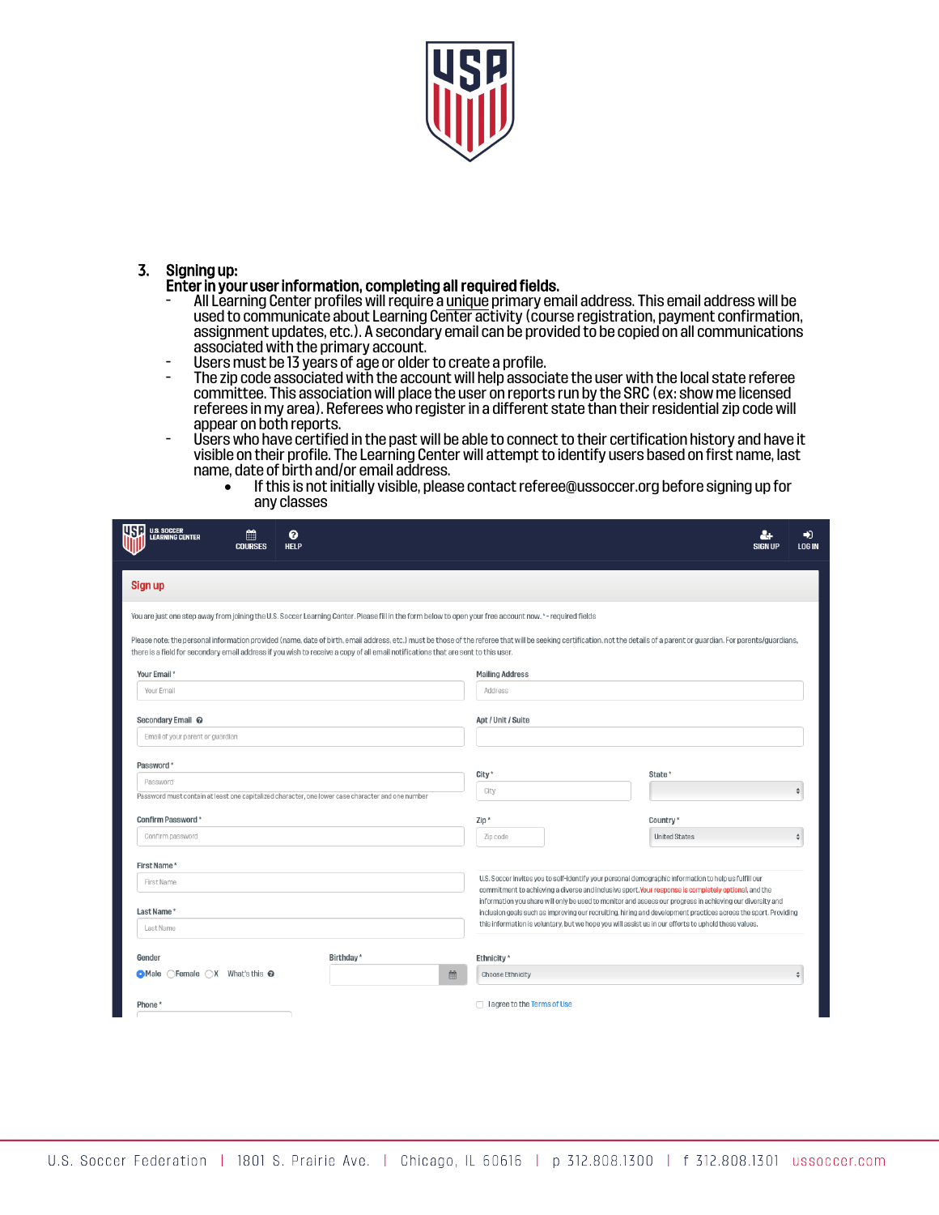3. **Signing up:**
   **Enter in your user information, completing all required fields.**
   - All Learning Center profiles will require a unique primary email address. This email address will be used to communicate about Learning Center activity (course registration, payment confirmation, assignment updates, etc.). A secondary email can be provided to be copied on all communications associated with the primary account.
   - Users must be 13 years of age or older to create a profile.
   - The zip code associated with the account will help associate the user with the local state referee committee. This association will place the user on reports run by the SRC (ex: show me licensed referees in my area). Referees who register in a different state than their residential zip code will appear on both reports.
   - Users who have certified in the past will be able to connect to their certification history and have it visible on their profile. The Learning Center will attempt to identify users based on first name, last name, date of birth and/or email address.
     - If this is not initially visible, please contact referee@ussoccer.org before signing up for any classes

U.S. SOCCER LEARNING CENTER — COURSES — HELP — SIGN UP — LOG IN

**Sign up**

You are just one step away from joining the U.S. Soccer Learning Center. Please fill in the form below to open your free account now. * - required fields

Please note: the personal information provided (name, date of birth, email address, etc.) must be those of the referee that will be seeking certification, not the details of a parent or guardian. For parents/guardians, there is a field for secondary email address if you wish to receive a copy of all email notifications that are sent to this user.

Your Email *
Secondary Email
Password *
Password must contain at least one capitalized character, one lower case character and one number
Confirm Password *
First Name *
Last Name *
Gender: Male / Female / X / What's this
Birthday *
Phone *

Mailing Address
Apt / Unit / Suite
City *
State *
Zip *
Country * (United States)

U.S. Soccer invites you to self-identify your personal demographic information to help us fulfill our commitment to achieving a diverse and inclusive sport. Your response is completely optional, and the information you share will only be used to monitor and assess our progress in achieving our diversity and inclusion goals such as improving our recruiting, hiring and development practices across the sport. Providing this information is voluntary, but we hope you will assist us in our efforts to uphold these values.

Ethnicity * (Choose Ethnicity)

I agree to the Terms of Use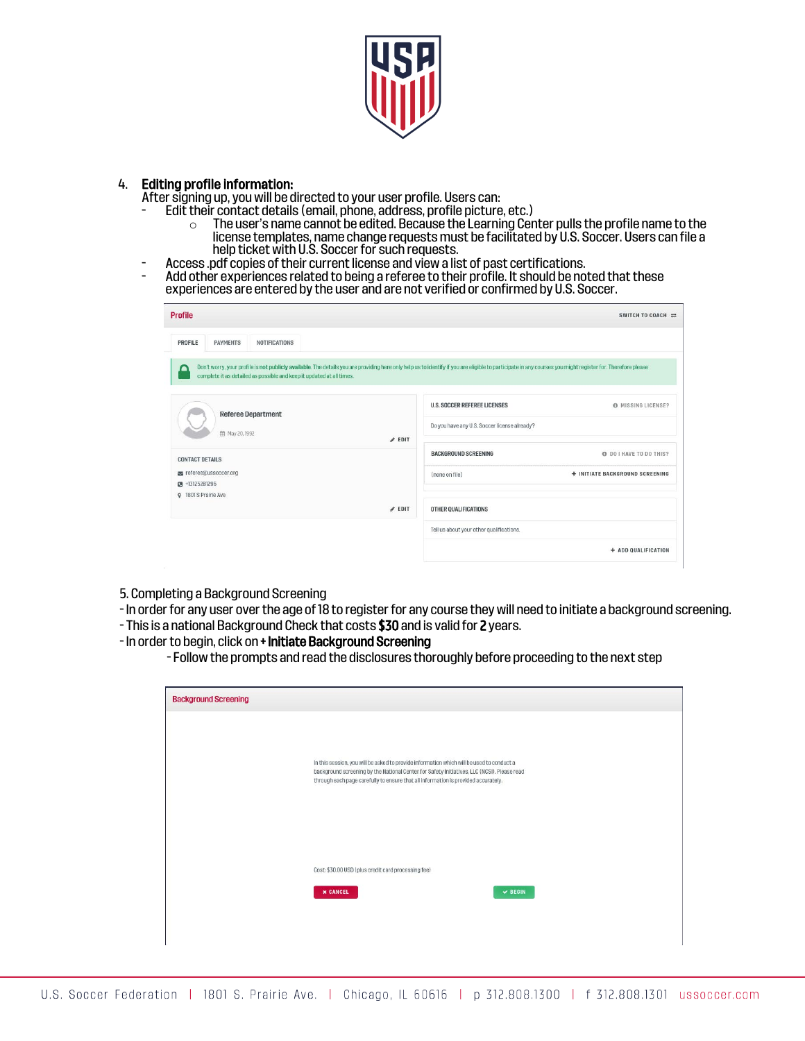4. **Editing profile information:**

After signing up, you will be directed to your user profile. Users can:

- Edit their contact details (email, phone, address, profile picture, etc.)
  - The user's name cannot be edited. Because the Learning Center pulls the profile name to the license templates, name change requests must be facilitated by U.S. Soccer. Users can file a help ticket with U.S. Soccer for such requests.
- Access .pdf copies of their current license and view a list of past certifications.
- Add other experiences related to being a referee to their profile. It should be noted that these experiences are entered by the user and are not verified or confirmed by U.S. Soccer.

Profile | SWITCH TO COACH

PROFILE | PAYMENTS | NOTIFICATIONS

Don't worry, your profile is **not publicly available**. The details you are providing here only help us to identify if you are eligible to participate in any courses you might register for. Therefore please complete it as detailed as possible and keep it updated at all times.

Referee Department
May 20, 1992
EDIT

CONTACT DETAILS
referee@ussoccer.org
+13125281296
1801 S Prairie Ave
EDIT

U.S. SOCCER REFEREE LICENSES | MISSING LICENSE?
Do you have any U.S. Soccer license already?

BACKGROUND SCREENING | DO I HAVE TO DO THIS?
(none on file) | + INITIATE BACKGROUND SCREENING

OTHER QUALIFICATIONS
Tell us about your other qualifications.
+ ADD QUALIFICATION

5. Completing a Background Screening

- In order for any user over the age of 18 to register for any course they will need to initiate a background screening.
- This is a national Background Check that costs **$30** and is valid for **2** years.
- In order to begin, click on **+ Initiate Background Screening**
  - Follow the prompts and read the disclosures thoroughly before proceeding to the next step

Background Screening

In this session, you will be asked to provide information which will be used to conduct a background screening by the National Center for Safety Initiatives, LLC (NCSI). Please read through each page carefully to ensure that all information is provided accurately.

Cost: $30.00 USD (plus credit card processing fee)

CANCEL | BEGIN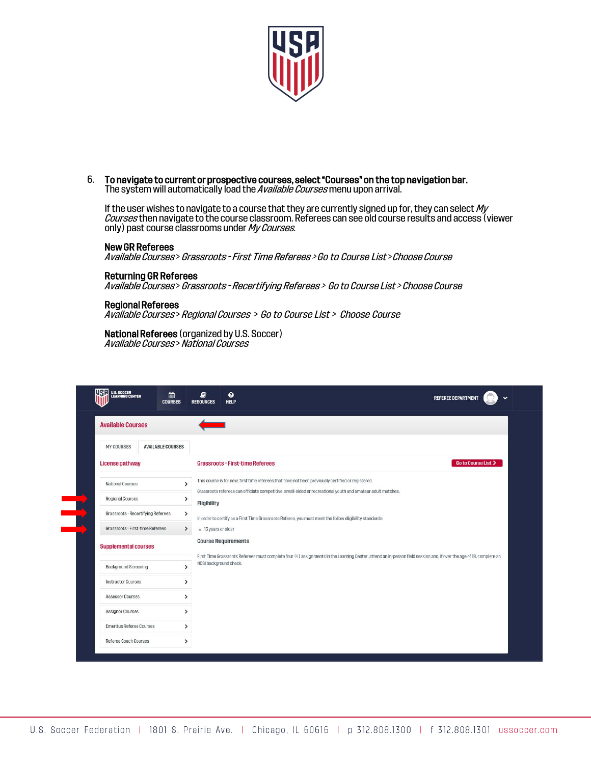6. **To navigate to current or prospective courses, select "Courses" on the top navigation bar.** The system will automatically load the *Available Courses* menu upon arrival.

   If the user wishes to navigate to a course that they are currently signed up for, they can select *My Courses* then navigate to the course classroom. Referees can see old course results and access (viewer only) past course classrooms under *My Courses.*

   **New GR Referees**
   *Available Courses > Grassroots - First Time Referees > Go to Course List > Choose Course*

   **Returning GR Referees**
   *Available Courses > Grassroots - Recertifying Referees > Go to Course List > Choose Course*

   **Regional Referees**
   *Available Courses > Regional Courses > Go to Course List > Choose Course*

   **National Referees** (organized by U.S. Soccer)
   *Available Courses > National Courses*